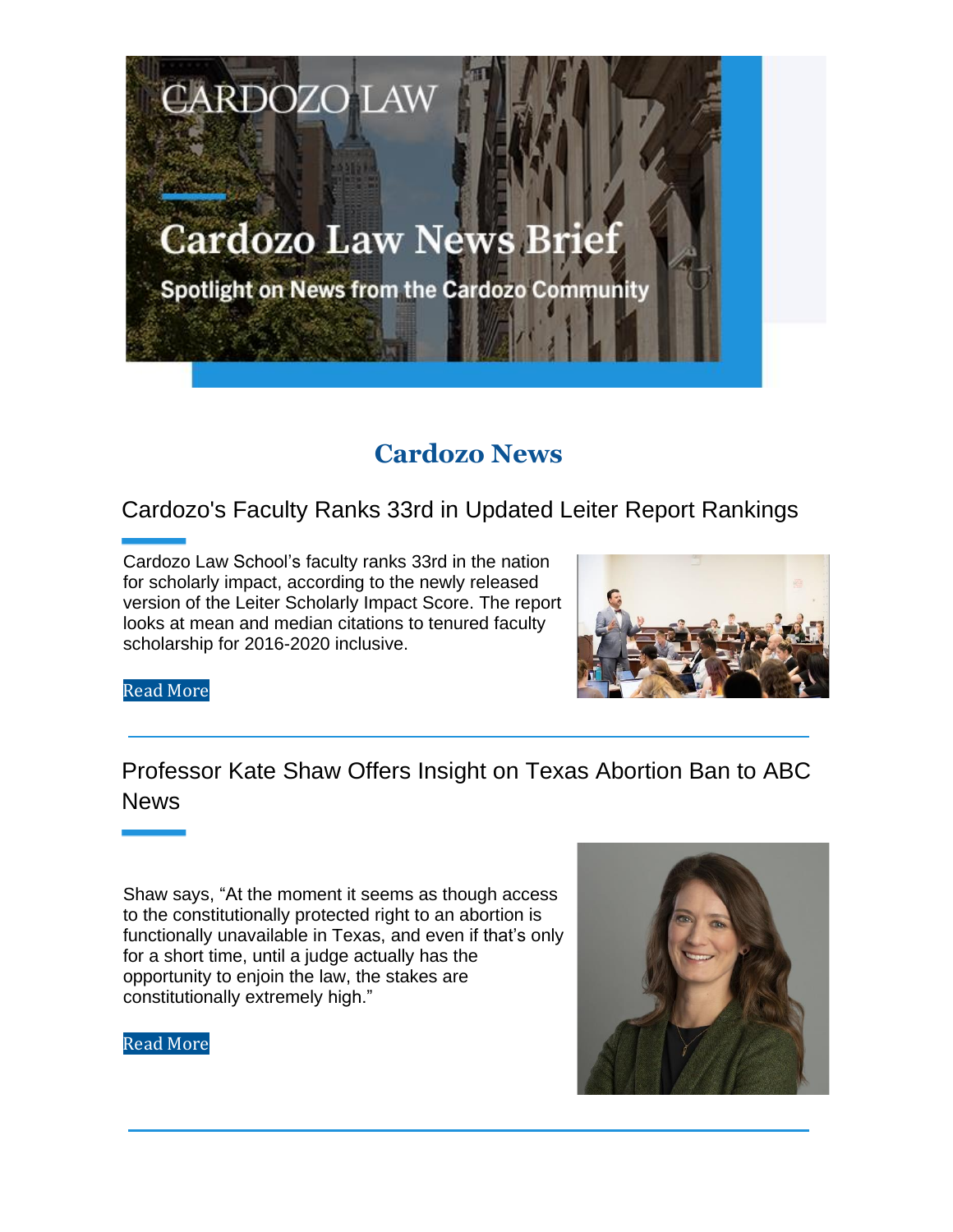CARDOZO LAW

# Cardozo Law News Brief

Spotlight on News from the Cardozo Community

## Cardozo News

### Cardozo's Faculty Ranks 33rd in Updated Leiter Report Rankings

Cardozo Law School's faculty ranks 33rd in the nation for scholarly impact, according to the newly released version of the Leiter Scholarly Impact Score. The report looks at mean and median citations to tenured faculty scholarship for 2016-2020 inclusive.

Read More

---

### Professor Kate Shaw Offers Insight on Texas Abortion Ban to ABC News

Shaw says, "At the moment it seems as though access to the constitutionally protected right to an abortion is functionally unavailable in Texas, and even if that's only for a short time, until a judge actually has the opportunity to enjoin the law, the stakes are constitutionally extremely high."

Read More

---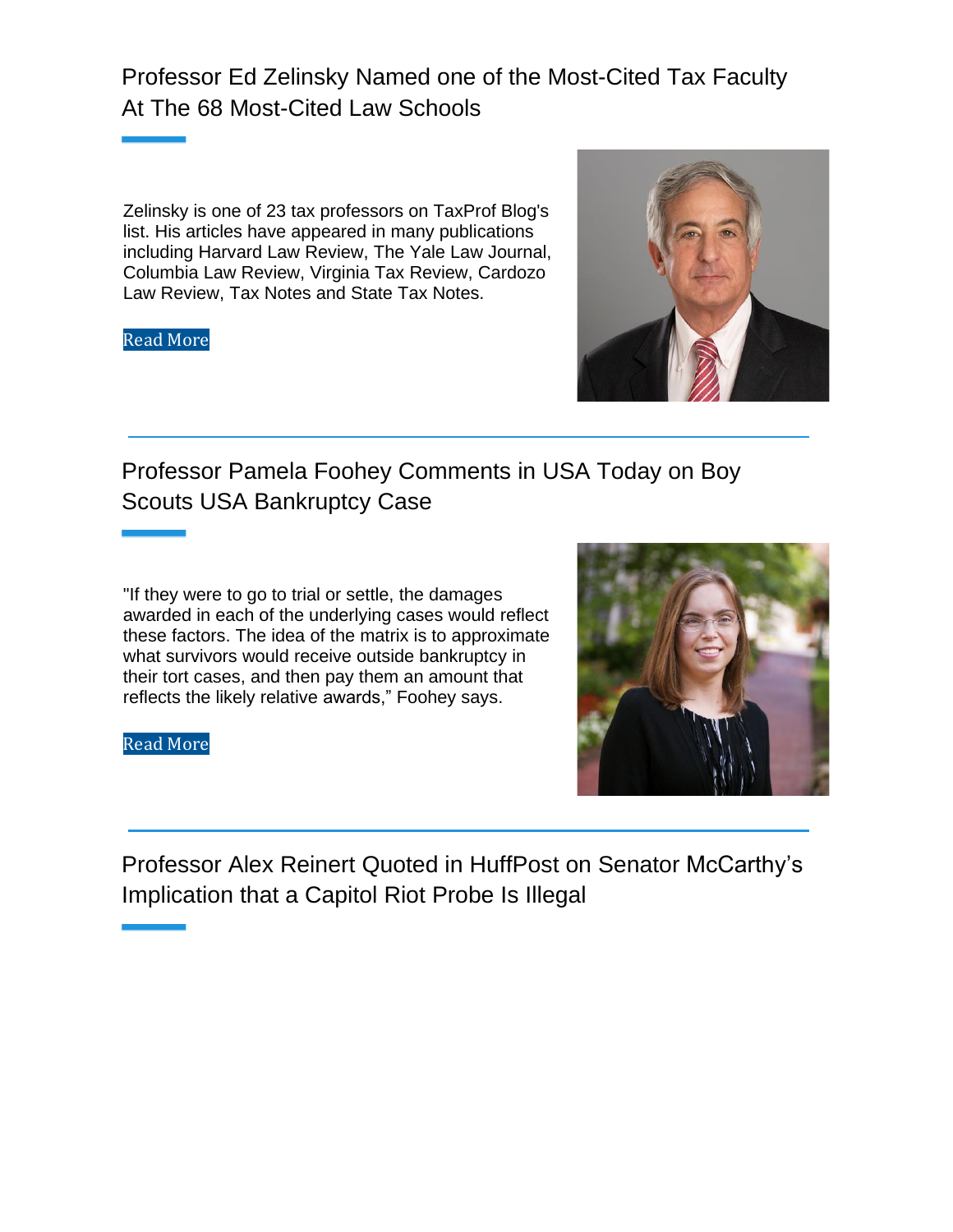## Professor Ed Zelinsky Named one of the Most-Cited Tax Faculty At The 68 Most-Cited Law Schools

Zelinsky is one of 23 tax professors on TaxProf Blog's list. His articles have appeared in many publications including Harvard Law Review, The Yale Law Journal, Columbia Law Review, Virginia Tax Review, Cardozo Law Review, Tax Notes and State Tax Notes.

Read More

---

## Professor Pamela Foohey Comments in USA Today on Boy Scouts USA Bankruptcy Case

"If they were to go to trial or settle, the damages awarded in each of the underlying cases would reflect these factors. The idea of the matrix is to approximate what survivors would receive outside bankruptcy in their tort cases, and then pay them an amount that reflects the likely relative awards," Foohey says.

Read More

---

## Professor Alex Reinert Quoted in HuffPost on Senator McCarthy's Implication that a Capitol Riot Probe Is Illegal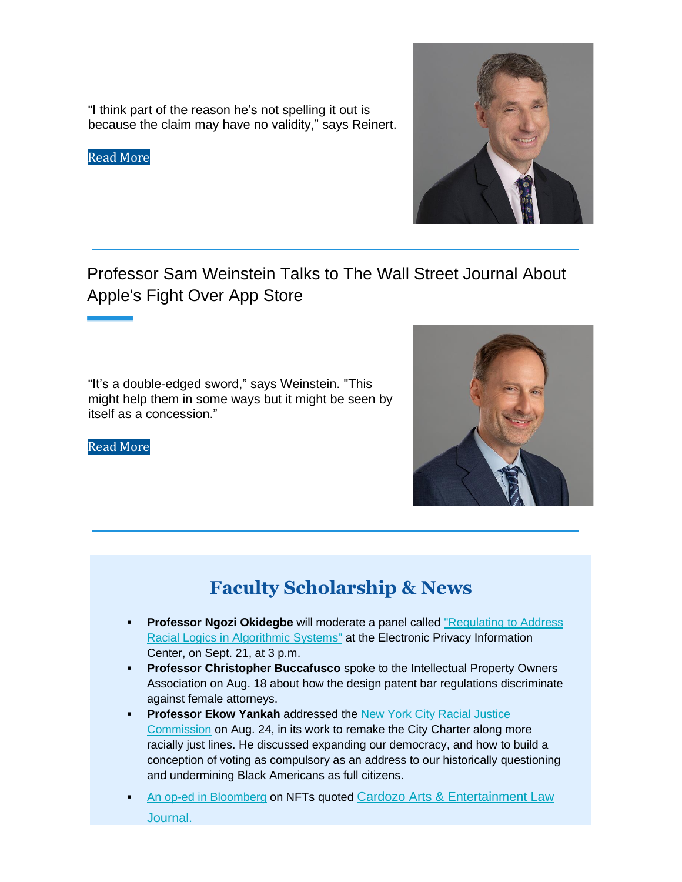“I think part of the reason he’s not spelling it out is because the claim may have no validity,” says Reinert.

Read More

---

## Professor Sam Weinstein Talks to The Wall Street Journal About Apple's Fight Over App Store

“It’s a double-edged sword,” says Weinstein. "This might help them in some ways but it might be seen by itself as a concession.”

Read More

---

## Faculty Scholarship & News

- **Professor Ngozi Okidegbe** will moderate a panel called "Regulating to Address Racial Logics in Algorithmic Systems" at the Electronic Privacy Information Center, on Sept. 21, at 3 p.m.
- **Professor Christopher Buccafusco** spoke to the Intellectual Property Owners Association on Aug. 18 about how the design patent bar regulations discriminate against female attorneys.
- **Professor Ekow Yankah** addressed the New York City Racial Justice Commission on Aug. 24, in its work to remake the City Charter along more racially just lines. He discussed expanding our democracy, and how to build a conception of voting as compulsory as an address to our historically questioning and undermining Black Americans as full citizens.
- An op-ed in Bloomberg on NFTs quoted Cardozo Arts & Entertainment Law Journal.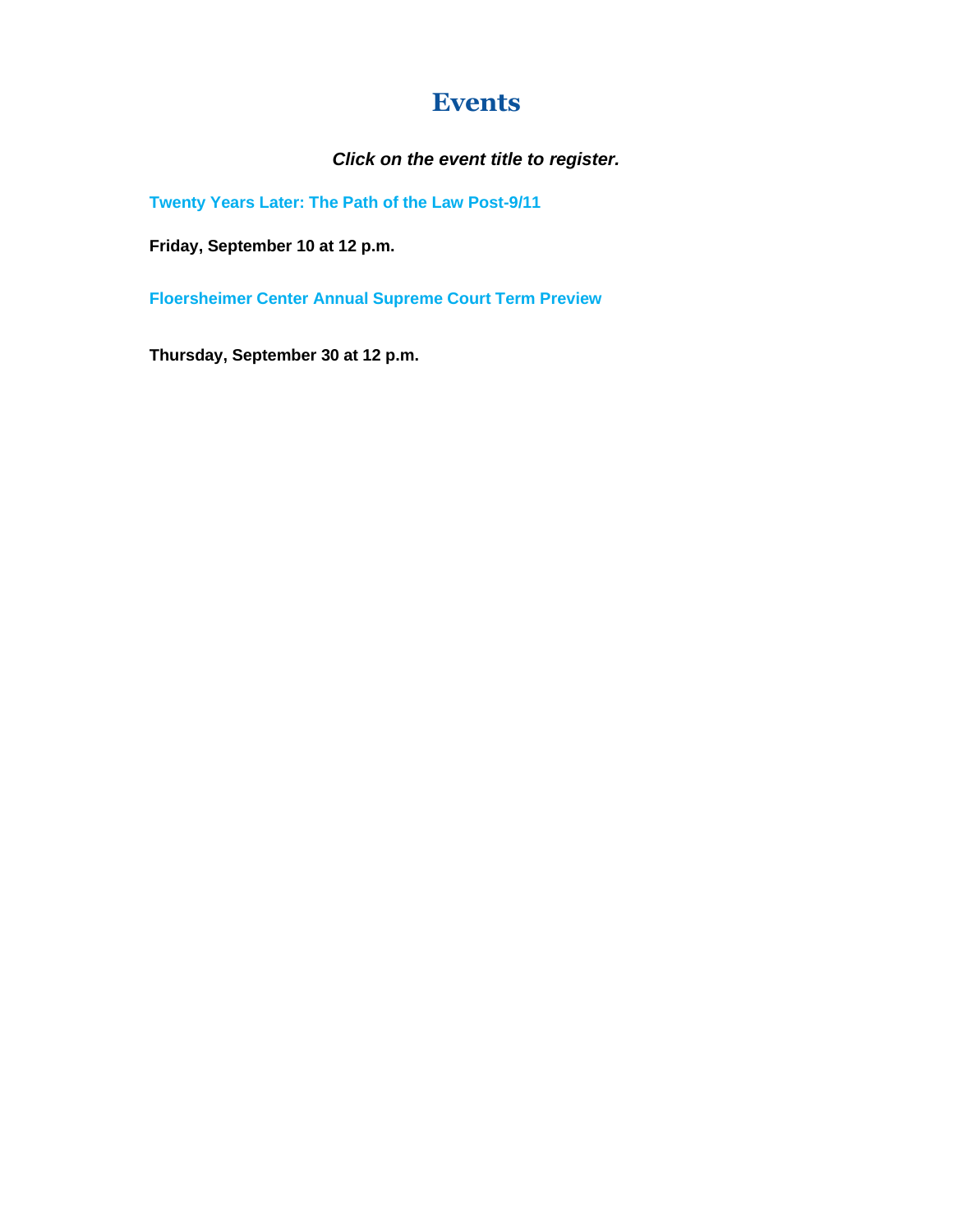# Events

***Click on the event title to register.***

**Twenty Years Later: The Path of the Law Post-9/11**

**Friday, September 10 at 12 p.m.**

**Floersheimer Center Annual Supreme Court Term Preview**

**Thursday, September 30 at 12 p.m.**